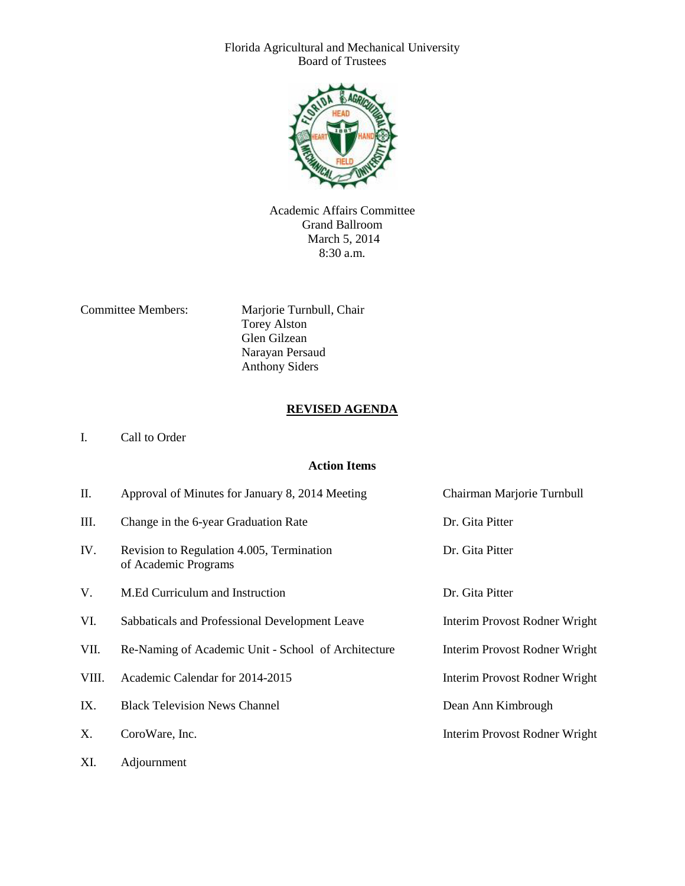Florida Agricultural and Mechanical University
Board of Trustees

Academic Affairs Committee
Grand Ballroom
March 5, 2014
8:30 a.m.

Committee Members:

- Marjorie Turnbull, Chair
- Torey Alston
- Glen Gilzean
- Narayan Persaud
- Anthony Siders

## REVISED AGENDA

I. Call to Order

**Action Items**

| | Item | Presenter |
|---|---|---|
| II. | Approval of Minutes for January 8, 2014 Meeting | Chairman Marjorie Turnbull |
| III. | Change in the 6-year Graduation Rate | Dr. Gita Pitter |
| IV. | Revision to Regulation 4.005, Termination of Academic Programs | Dr. Gita Pitter |
| V. | M.Ed Curriculum and Instruction | Dr. Gita Pitter |
| VI. | Sabbaticals and Professional Development Leave | Interim Provost Rodner Wright |
| VII. | Re-Naming of Academic Unit - School of Architecture | Interim Provost Rodner Wright |
| VIII. | Academic Calendar for 2014-2015 | Interim Provost Rodner Wright |
| IX. | Black Television News Channel | Dean Ann Kimbrough |
| X. | CoroWare, Inc. | Interim Provost Rodner Wright |

XI. Adjournment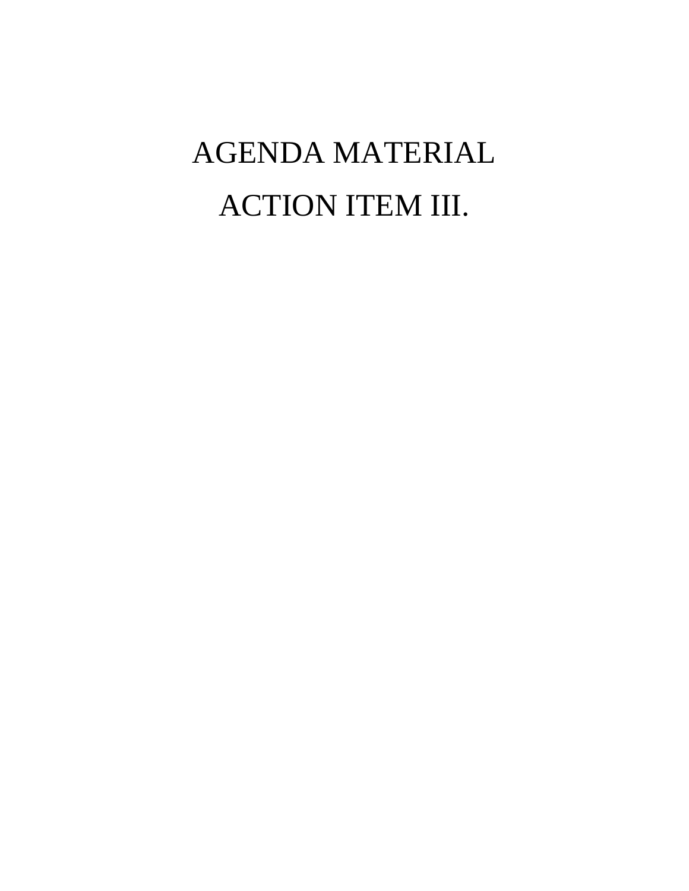# AGENDA MATERIAL

# ACTION ITEM III.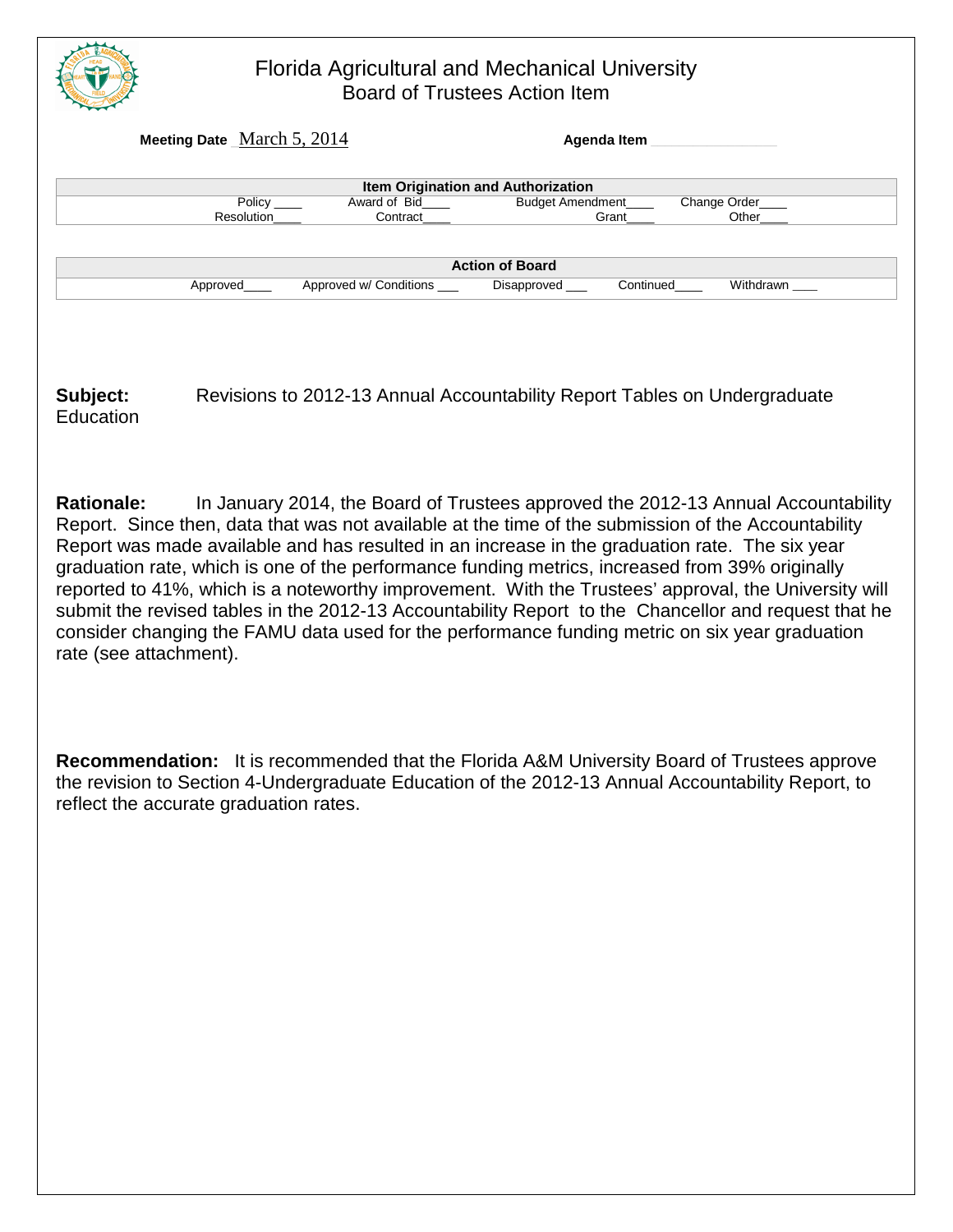# Florida Agricultural and Mechanical University
## Board of Trustees Action Item

**Meeting Date** March 5, 2014 **Agenda Item** ________

| Item Origination and Authorization | | | |
|---|---|---|---|
| Policy ____ | Award of Bid____ | Budget Amendment____ | Change Order____ |
| Resolution____ | Contract____ | Grant____ | Other____ |

| Action of Board | | | | |
|---|---|---|---|---|
| Approved____ | Approved w/ Conditions ___ | Disapproved ___ | Continued____ | Withdrawn ____ |

**Subject:** Revisions to 2012-13 Annual Accountability Report Tables on Undergraduate Education

**Rationale:** In January 2014, the Board of Trustees approved the 2012-13 Annual Accountability Report. Since then, data that was not available at the time of the submission of the Accountability Report was made available and has resulted in an increase in the graduation rate. The six year graduation rate, which is one of the performance funding metrics, increased from 39% originally reported to 41%, which is a noteworthy improvement. With the Trustees' approval, the University will submit the revised tables in the 2012-13 Accountability Report to the Chancellor and request that he consider changing the FAMU data used for the performance funding metric on six year graduation rate (see attachment).

**Recommendation:** It is recommended that the Florida A&M University Board of Trustees approve the revision to Section 4-Undergraduate Education of the 2012-13 Annual Accountability Report, to reflect the accurate graduation rates.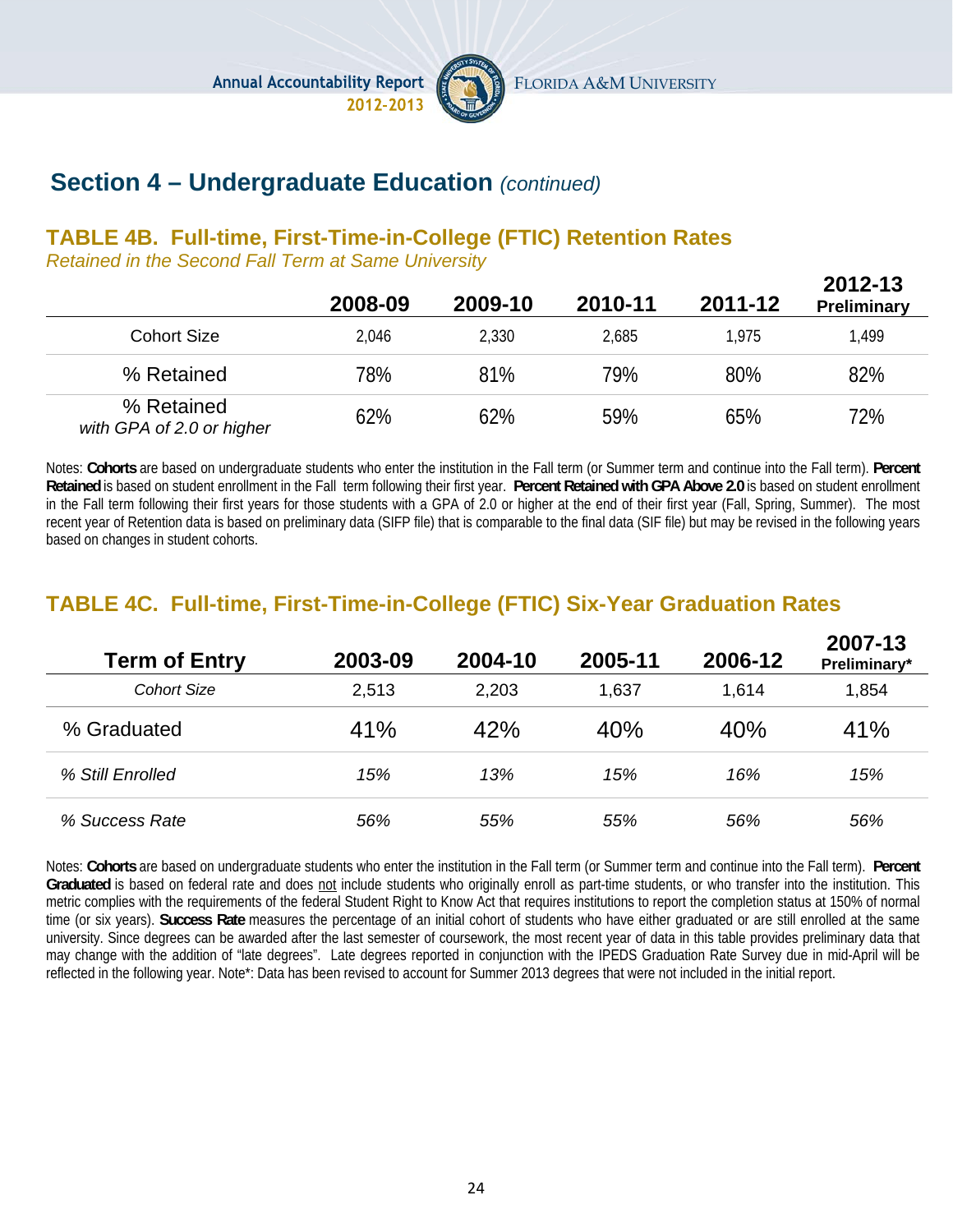## Section 4 – Undergraduate Education *(continued)*

### TABLE 4B. Full-time, First-Time-in-College (FTIC) Retention Rates

*Retained in the Second Fall Term at Same University*

| | 2008-09 | 2009-10 | 2010-11 | 2011-12 | 2012-13 Preliminary |
|---|---|---|---|---|---|
| Cohort Size | 2,046 | 2,330 | 2,685 | 1,975 | 1,499 |
| % Retained | 78% | 81% | 79% | 80% | 82% |
| % Retained *with GPA of 2.0 or higher* | 62% | 62% | 59% | 65% | 72% |

Notes: **Cohorts** are based on undergraduate students who enter the institution in the Fall term (or Summer term and continue into the Fall term). **Percent Retained** is based on student enrollment in the Fall term following their first year. **Percent Retained with GPA Above 2.0** is based on student enrollment in the Fall term following their first years for those students with a GPA of 2.0 or higher at the end of their first year (Fall, Spring, Summer). The most recent year of Retention data is based on preliminary data (SIFP file) that is comparable to the final data (SIF file) but may be revised in the following years based on changes in student cohorts.

### TABLE 4C. Full-time, First-Time-in-College (FTIC) Six-Year Graduation Rates

| Term of Entry | 2003-09 | 2004-10 | 2005-11 | 2006-12 | 2007-13 Preliminary* |
|---|---|---|---|---|---|
| *Cohort Size* | 2,513 | 2,203 | 1,637 | 1,614 | 1,854 |
| % Graduated | 41% | 42% | 40% | 40% | 41% |
| *% Still Enrolled* | *15%* | *13%* | *15%* | *16%* | *15%* |
| *% Success Rate* | *56%* | *55%* | *55%* | *56%* | *56%* |

Notes: **Cohorts** are based on undergraduate students who enter the institution in the Fall term (or Summer term and continue into the Fall term). **Percent Graduated** is based on federal rate and does not include students who originally enroll as part-time students, or who transfer into the institution. This metric complies with the requirements of the federal Student Right to Know Act that requires institutions to report the completion status at 150% of normal time (or six years). **Success Rate** measures the percentage of an initial cohort of students who have either graduated or are still enrolled at the same university. Since degrees can be awarded after the last semester of coursework, the most recent year of data in this table provides preliminary data that may change with the addition of "late degrees". Late degrees reported in conjunction with the IPEDS Graduation Rate Survey due in mid-April will be reflected in the following year. Note*: Data has been revised to account for Summer 2013 degrees that were not included in the initial report.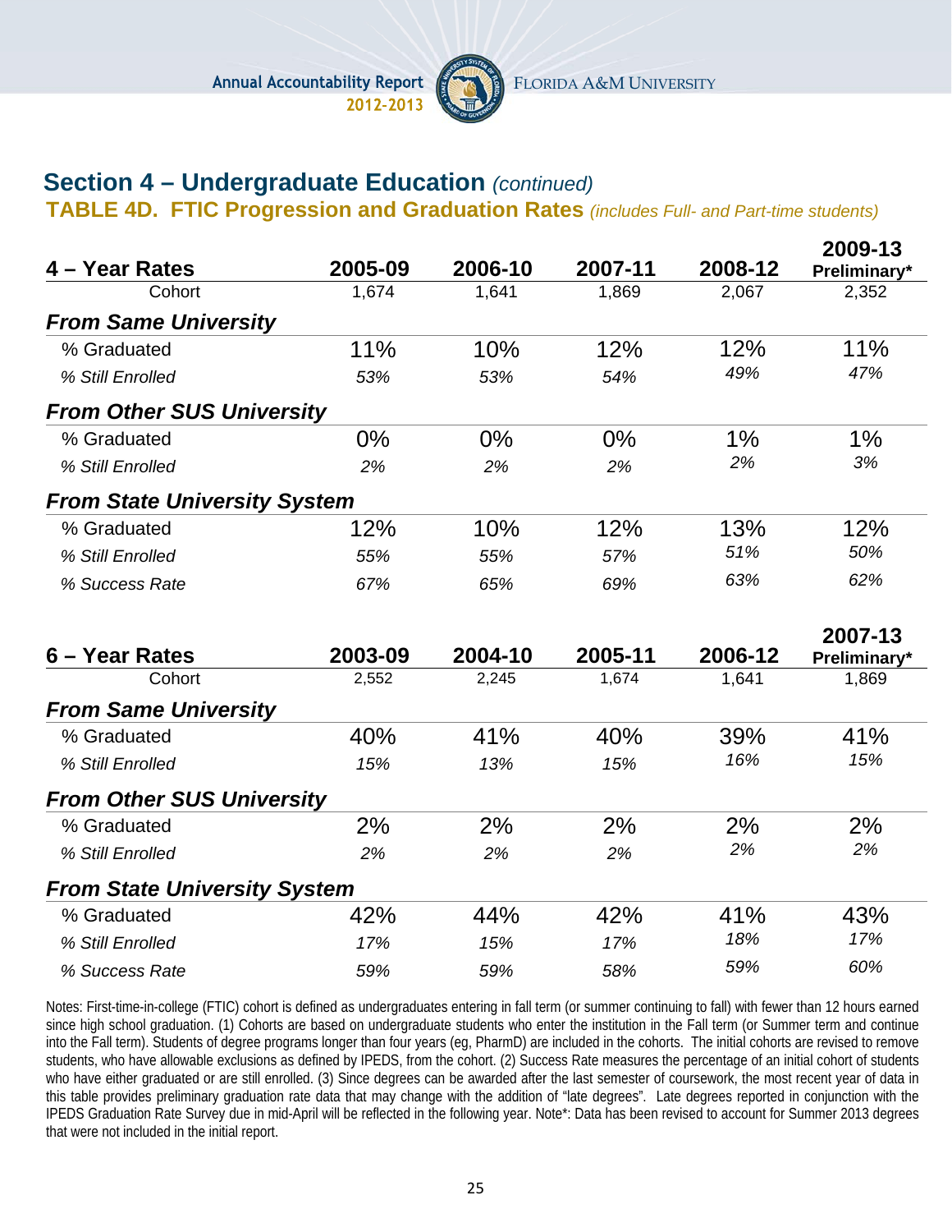## Section 4 – Undergraduate Education *(continued)*

### TABLE 4D. FTIC Progression and Graduation Rates *(includes Full- and Part-time students)*

| 4 – Year Rates | 2005-09 | 2006-10 | 2007-11 | 2008-12 | 2009-13 Preliminary* |
|---|---|---|---|---|---|
| Cohort | 1,674 | 1,641 | 1,869 | 2,067 | 2,352 |
| ***From Same University*** | | | | | |
| % Graduated | 11% | 10% | 12% | 12% | 11% |
| *% Still Enrolled* | *53%* | *53%* | *54%* | *49%* | *47%* |
| ***From Other SUS University*** | | | | | |
| % Graduated | 0% | 0% | 0% | 1% | 1% |
| *% Still Enrolled* | *2%* | *2%* | *2%* | *2%* | *3%* |
| ***From State University System*** | | | | | |
| % Graduated | 12% | 10% | 12% | 13% | 12% |
| *% Still Enrolled* | *55%* | *55%* | *57%* | *51%* | *50%* |
| *% Success Rate* | *67%* | *65%* | *69%* | *63%* | *62%* |

| 6 – Year Rates | 2003-09 | 2004-10 | 2005-11 | 2006-12 | 2007-13 Preliminary* |
|---|---|---|---|---|---|
| Cohort | 2,552 | 2,245 | 1,674 | 1,641 | 1,869 |
| ***From Same University*** | | | | | |
| % Graduated | 40% | 41% | 40% | 39% | 41% |
| *% Still Enrolled* | *15%* | *13%* | *15%* | *16%* | *15%* |
| ***From Other SUS University*** | | | | | |
| % Graduated | 2% | 2% | 2% | 2% | 2% |
| *% Still Enrolled* | *2%* | *2%* | *2%* | *2%* | *2%* |
| ***From State University System*** | | | | | |
| % Graduated | 42% | 44% | 42% | 41% | 43% |
| *% Still Enrolled* | *17%* | *15%* | *17%* | *18%* | *17%* |
| *% Success Rate* | *59%* | *59%* | *58%* | *59%* | *60%* |

Notes: First-time-in-college (FTIC) cohort is defined as undergraduates entering in fall term (or summer continuing to fall) with fewer than 12 hours earned since high school graduation. (1) Cohorts are based on undergraduate students who enter the institution in the Fall term (or Summer term and continue into the Fall term). Students of degree programs longer than four years (eg, PharmD) are included in the cohorts. The initial cohorts are revised to remove students, who have allowable exclusions as defined by IPEDS, from the cohort. (2) Success Rate measures the percentage of an initial cohort of students who have either graduated or are still enrolled. (3) Since degrees can be awarded after the last semester of coursework, the most recent year of data in this table provides preliminary graduation rate data that may change with the addition of "late degrees". Late degrees reported in conjunction with the IPEDS Graduation Rate Survey due in mid-April will be reflected in the following year. Note*: Data has been revised to account for Summer 2013 degrees that were not included in the initial report.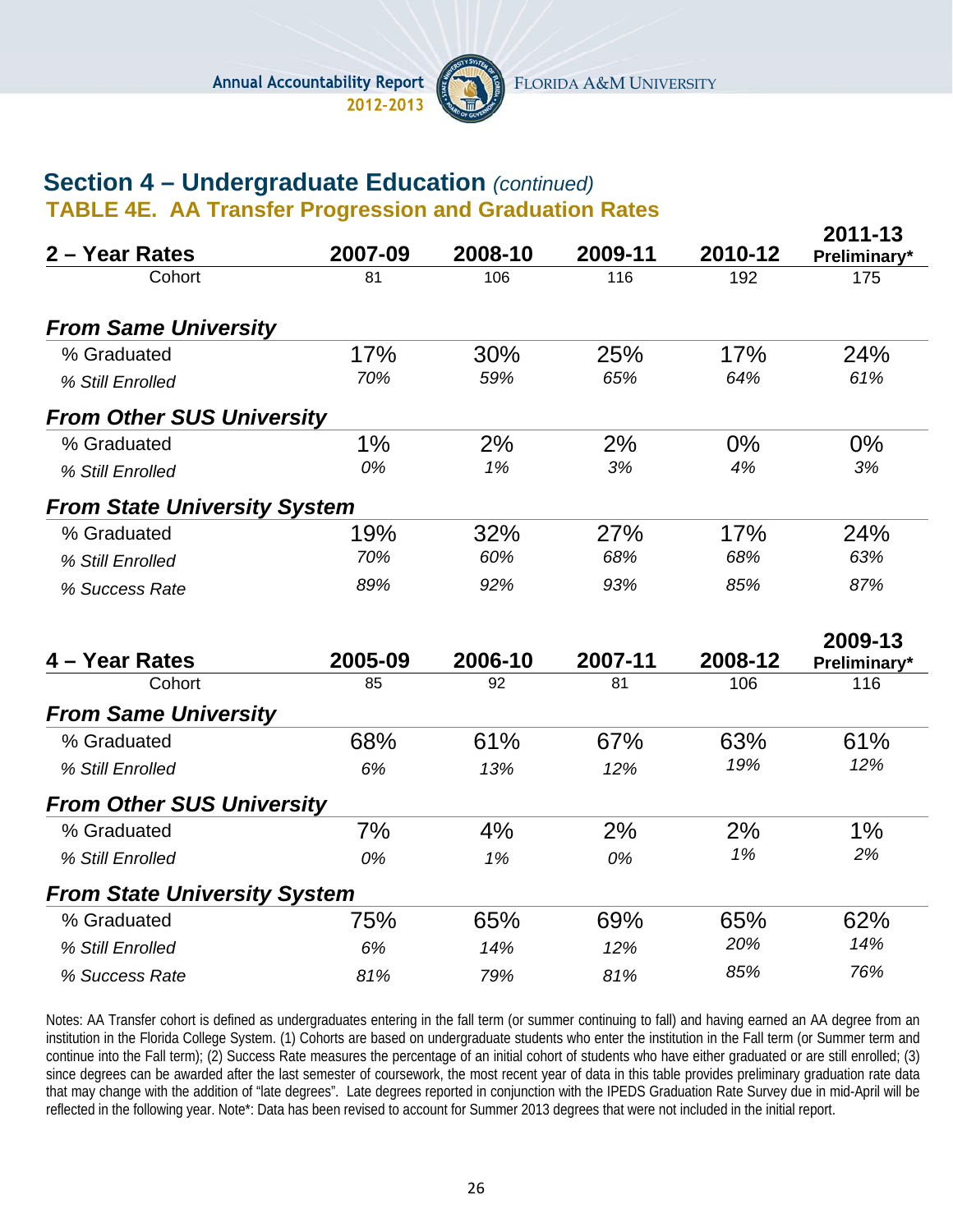## Section 4 – Undergraduate Education *(continued)*

### TABLE 4E. AA Transfer Progression and Graduation Rates

| 2 – Year Rates | 2007-09 | 2008-10 | 2009-11 | 2010-12 | 2011-13 Preliminary* |
|---|---|---|---|---|---|
| Cohort | 81 | 106 | 116 | 192 | 175 |
| ***From Same University*** | | | | | |
| % Graduated | 17% | 30% | 25% | 17% | 24% |
| *% Still Enrolled* | *70%* | *59%* | *65%* | *64%* | *61%* |
| ***From Other SUS University*** | | | | | |
| % Graduated | 1% | 2% | 2% | 0% | 0% |
| *% Still Enrolled* | *0%* | *1%* | *3%* | *4%* | *3%* |
| ***From State University System*** | | | | | |
| % Graduated | 19% | 32% | 27% | 17% | 24% |
| *% Still Enrolled* | *70%* | *60%* | *68%* | *68%* | *63%* |
| *% Success Rate* | *89%* | *92%* | *93%* | *85%* | *87%* |

| 4 – Year Rates | 2005-09 | 2006-10 | 2007-11 | 2008-12 | 2009-13 Preliminary* |
|---|---|---|---|---|---|
| Cohort | 85 | 92 | 81 | 106 | 116 |
| ***From Same University*** | | | | | |
| % Graduated | 68% | 61% | 67% | 63% | 61% |
| *% Still Enrolled* | *6%* | *13%* | *12%* | *19%* | *12%* |
| ***From Other SUS University*** | | | | | |
| % Graduated | 7% | 4% | 2% | 2% | 1% |
| *% Still Enrolled* | *0%* | *1%* | *0%* | *1%* | *2%* |
| ***From State University System*** | | | | | |
| % Graduated | 75% | 65% | 69% | 65% | 62% |
| *% Still Enrolled* | *6%* | *14%* | *12%* | *20%* | *14%* |
| *% Success Rate* | *81%* | *79%* | *81%* | *85%* | *76%* |

Notes: AA Transfer cohort is defined as undergraduates entering in the fall term (or summer continuing to fall) and having earned an AA degree from an institution in the Florida College System. (1) Cohorts are based on undergraduate students who enter the institution in the Fall term (or Summer term and continue into the Fall term); (2) Success Rate measures the percentage of an initial cohort of students who have either graduated or are still enrolled; (3) since degrees can be awarded after the last semester of coursework, the most recent year of data in this table provides preliminary graduation rate data that may change with the addition of "late degrees". Late degrees reported in conjunction with the IPEDS Graduation Rate Survey due in mid-April will be reflected in the following year. Note*: Data has been revised to account for Summer 2013 degrees that were not included in the initial report.